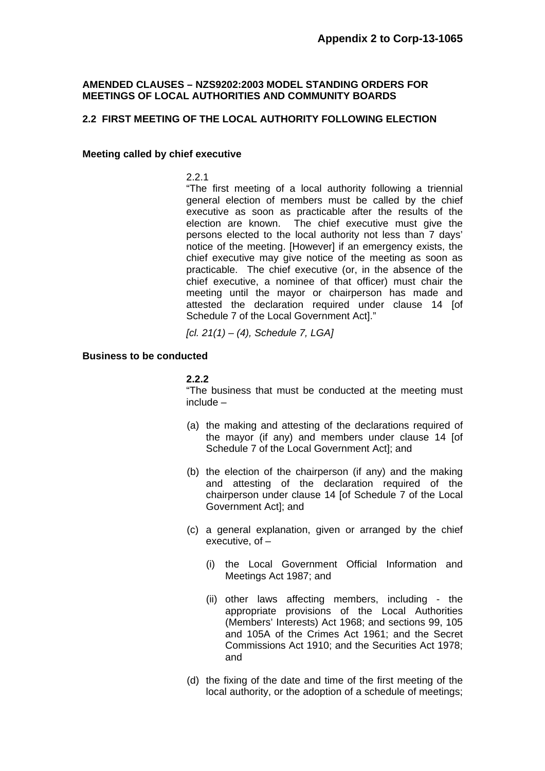**Appendix 2 to Corp-13-1065**

**AMENDED CLAUSES – NZS9202:2003 MODEL STANDING ORDERS FOR MEETINGS OF LOCAL AUTHORITIES AND COMMUNITY BOARDS**

## 2.2 FIRST MEETING OF THE LOCAL AUTHORITY FOLLOWING ELECTION

### Meeting called by chief executive

2.2.1

"The first meeting of a local authority following a triennial general election of members must be called by the chief executive as soon as practicable after the results of the election are known. The chief executive must give the persons elected to the local authority not less than 7 days' notice of the meeting. [However] if an emergency exists, the chief executive may give notice of the meeting as soon as practicable. The chief executive (or, in the absence of the chief executive, a nominee of that officer) must chair the meeting until the mayor or chairperson has made and attested the declaration required under clause 14 [of Schedule 7 of the Local Government Act]."

*[cl. 21(1) – (4), Schedule 7, LGA]*

### Business to be conducted

**2.2.2**

"The business that must be conducted at the meeting must include –

(a) the making and attesting of the declarations required of the mayor (if any) and members under clause 14 [of Schedule 7 of the Local Government Act]; and

(b) the election of the chairperson (if any) and the making and attesting of the declaration required of the chairperson under clause 14 [of Schedule 7 of the Local Government Act]; and

(c) a general explanation, given or arranged by the chief executive, of –

   (i) the Local Government Official Information and Meetings Act 1987; and

   (ii) other laws affecting members, including - the appropriate provisions of the Local Authorities (Members' Interests) Act 1968; and sections 99, 105 and 105A of the Crimes Act 1961; and the Secret Commissions Act 1910; and the Securities Act 1978; and

(d) the fixing of the date and time of the first meeting of the local authority, or the adoption of a schedule of meetings;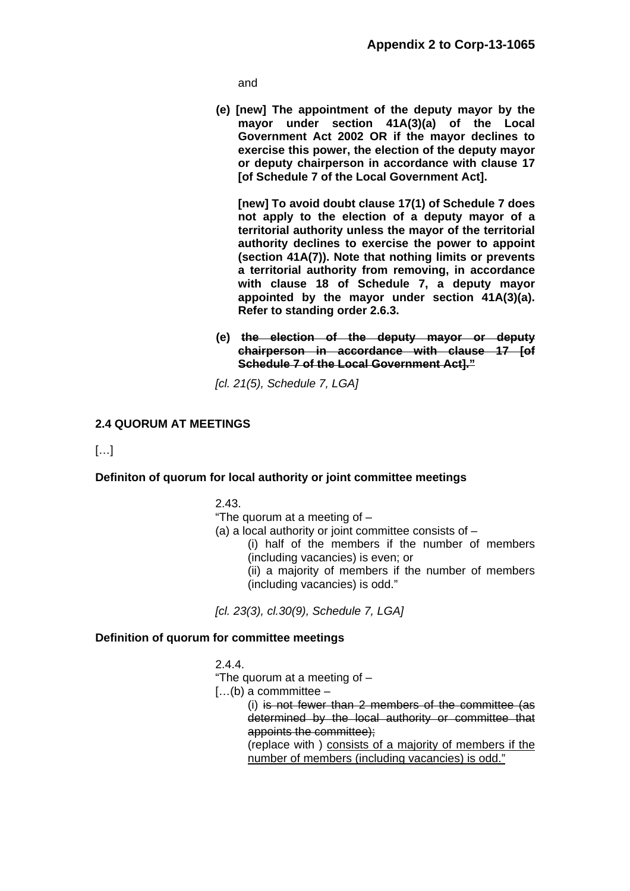and

**(e) [new] The appointment of the deputy mayor by the mayor under section 41A(3)(a) of the Local Government Act 2002 OR if the mayor declines to exercise this power, the election of the deputy mayor or deputy chairperson in accordance with clause 17 [of Schedule 7 of the Local Government Act].**

**[new] To avoid doubt clause 17(1) of Schedule 7 does not apply to the election of a deputy mayor of a territorial authority unless the mayor of the territorial authority declines to exercise the power to appoint (section 41A(7)). Note that nothing limits or prevents a territorial authority from removing, in accordance with clause 18 of Schedule 7, a deputy mayor appointed by the mayor under section 41A(3)(a). Refer to standing order 2.6.3.**

**(e)** ~~**the election of the deputy mayor or deputy chairperson in accordance with clause 17 [of Schedule 7 of the Local Government Act]."**~~

*[cl. 21(5), Schedule 7, LGA]*

**2.4 QUORUM AT MEETINGS**

[…]

**Definiton of quorum for local authority or joint committee meetings**

2.43.

"The quorum at a meeting of –

(a) a local authority or joint committee consists of –

(i) half of the members if the number of members (including vacancies) is even; or

(ii) a majority of members if the number of members (including vacancies) is odd."

*[cl. 23(3), cl.30(9), Schedule 7, LGA]*

**Definition of quorum for committee meetings**

2.4.4.

"The quorum at a meeting of –

[…(b) a commmittee –

(i) ~~is not fewer than 2 members of the committee (as determined by the local authority or committee that appoints the committee);~~

(replace with ) <u>consists of a majority of members if the number of members (including vacancies) is odd."</u>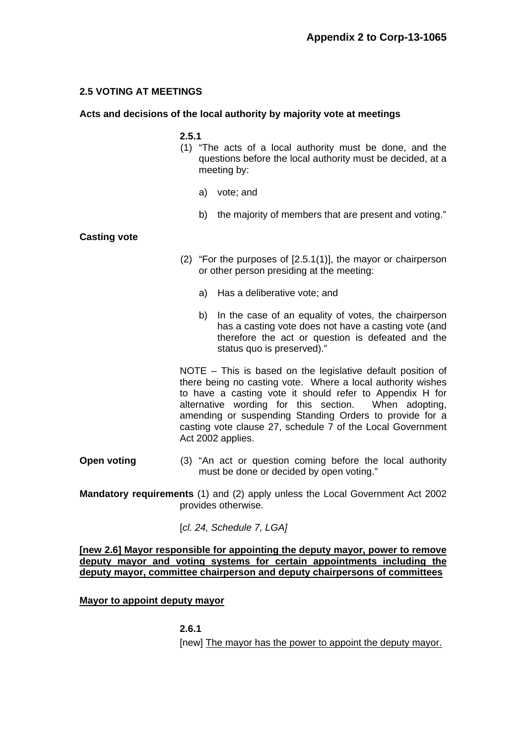**Appendix 2 to Corp-13-1065**

## 2.5 VOTING AT MEETINGS

**Acts and decisions of the local authority by majority vote at meetings**

**2.5.1**

(1) "The acts of a local authority must be done, and the questions before the local authority must be decided, at a meeting by:

a) vote; and

b) the majority of members that are present and voting."

**Casting vote**

(2) "For the purposes of [2.5.1(1)], the mayor or chairperson or other person presiding at the meeting:

a) Has a deliberative vote; and

b) In the case of an equality of votes, the chairperson has a casting vote does not have a casting vote (and therefore the act or question is defeated and the status quo is preserved)."

NOTE – This is based on the legislative default position of there being no casting vote. Where a local authority wishes to have a casting vote it should refer to Appendix H for alternative wording for this section. When adopting, amending or suspending Standing Orders to provide for a casting vote clause 27, schedule 7 of the Local Government Act 2002 applies.

**Open voting** (3) "An act or question coming before the local authority must be done or decided by open voting."

**Mandatory requirements** (1) and (2) apply unless the Local Government Act 2002 provides otherwise.

[*cl. 24, Schedule 7, LGA]*

**<u>[new 2.6] Mayor responsible for appointing the deputy mayor, power to remove deputy mayor and voting systems for certain appointments including the deputy mayor, committee chairperson and deputy chairpersons of committees</u>**

**<u>Mayor to appoint deputy mayor</u>**

**2.6.1**

[new] <u>The mayor has the power to appoint the deputy mayor.</u>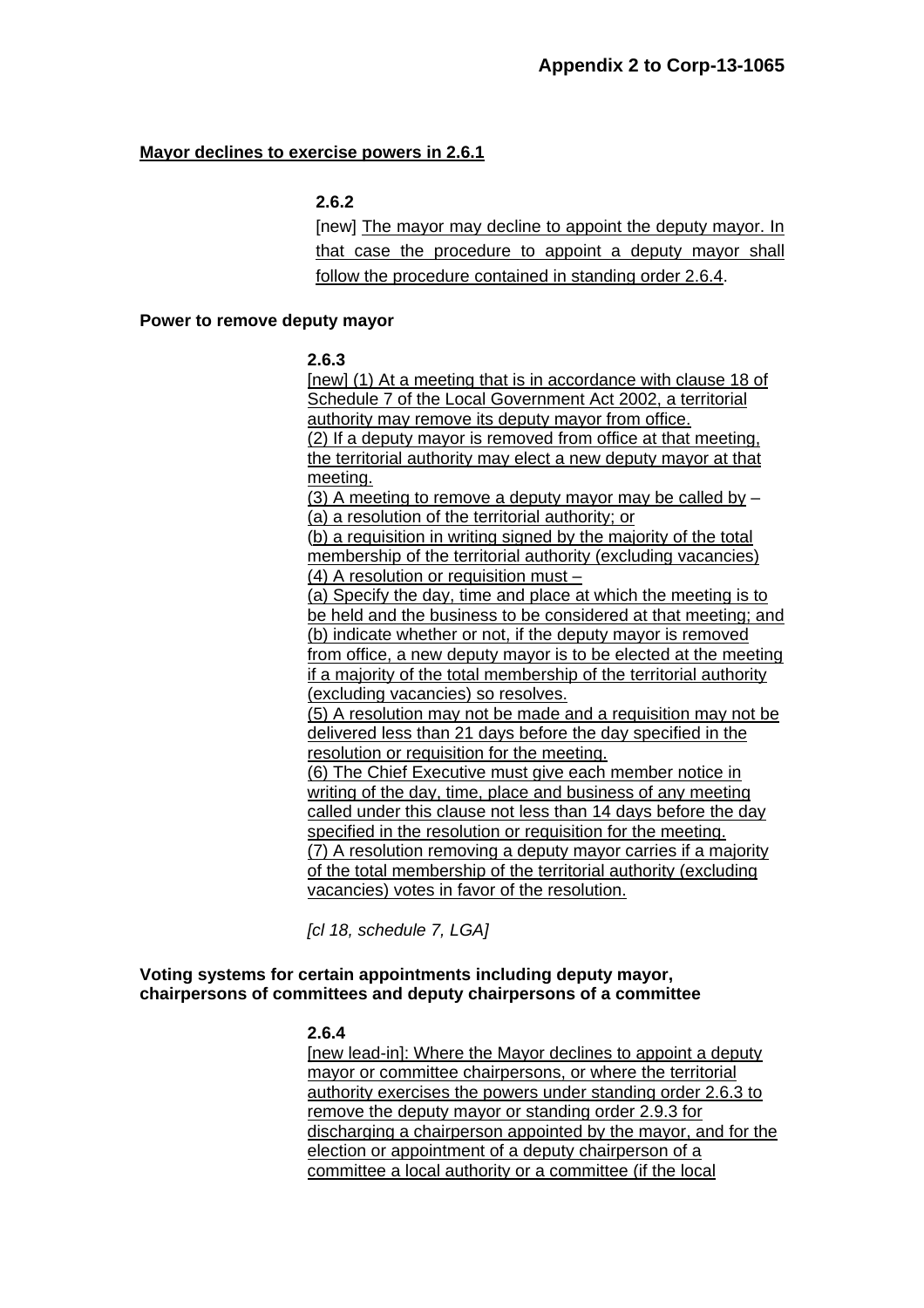**Mayor declines to exercise powers in 2.6.1**

**2.6.2**

[new] The mayor may decline to appoint the deputy mayor. In that case the procedure to appoint a deputy mayor shall follow the procedure contained in standing order 2.6.4.

**Power to remove deputy mayor**

**2.6.3**

[new] (1) At a meeting that is in accordance with clause 18 of Schedule 7 of the Local Government Act 2002, a territorial authority may remove its deputy mayor from office.
(2) If a deputy mayor is removed from office at that meeting, the territorial authority may elect a new deputy mayor at that meeting.
(3) A meeting to remove a deputy mayor may be called by –
(a) a resolution of the territorial authority; or
(b) a requisition in writing signed by the majority of the total membership of the territorial authority (excluding vacancies)
(4) A resolution or requisition must –
(a) Specify the day, time and place at which the meeting is to be held and the business to be considered at that meeting; and
(b) indicate whether or not, if the deputy mayor is removed from office, a new deputy mayor is to be elected at the meeting if a majority of the total membership of the territorial authority (excluding vacancies) so resolves.
(5) A resolution may not be made and a requisition may not be delivered less than 21 days before the day specified in the resolution or requisition for the meeting.
(6) The Chief Executive must give each member notice in writing of the day, time, place and business of any meeting called under this clause not less than 14 days before the day specified in the resolution or requisition for the meeting.
(7) A resolution removing a deputy mayor carries if a majority of the total membership of the territorial authority (excluding vacancies) votes in favor of the resolution.

*[cl 18, schedule 7, LGA]*

**Voting systems for certain appointments including deputy mayor, chairpersons of committees and deputy chairpersons of a committee**

**2.6.4**

[new lead-in]: Where the Mayor declines to appoint a deputy mayor or committee chairpersons, or where the territorial authority exercises the powers under standing order 2.6.3 to remove the deputy mayor or standing order 2.9.3 for discharging a chairperson appointed by the mayor, and for the election or appointment of a deputy chairperson of a committee a local authority or a committee (if the local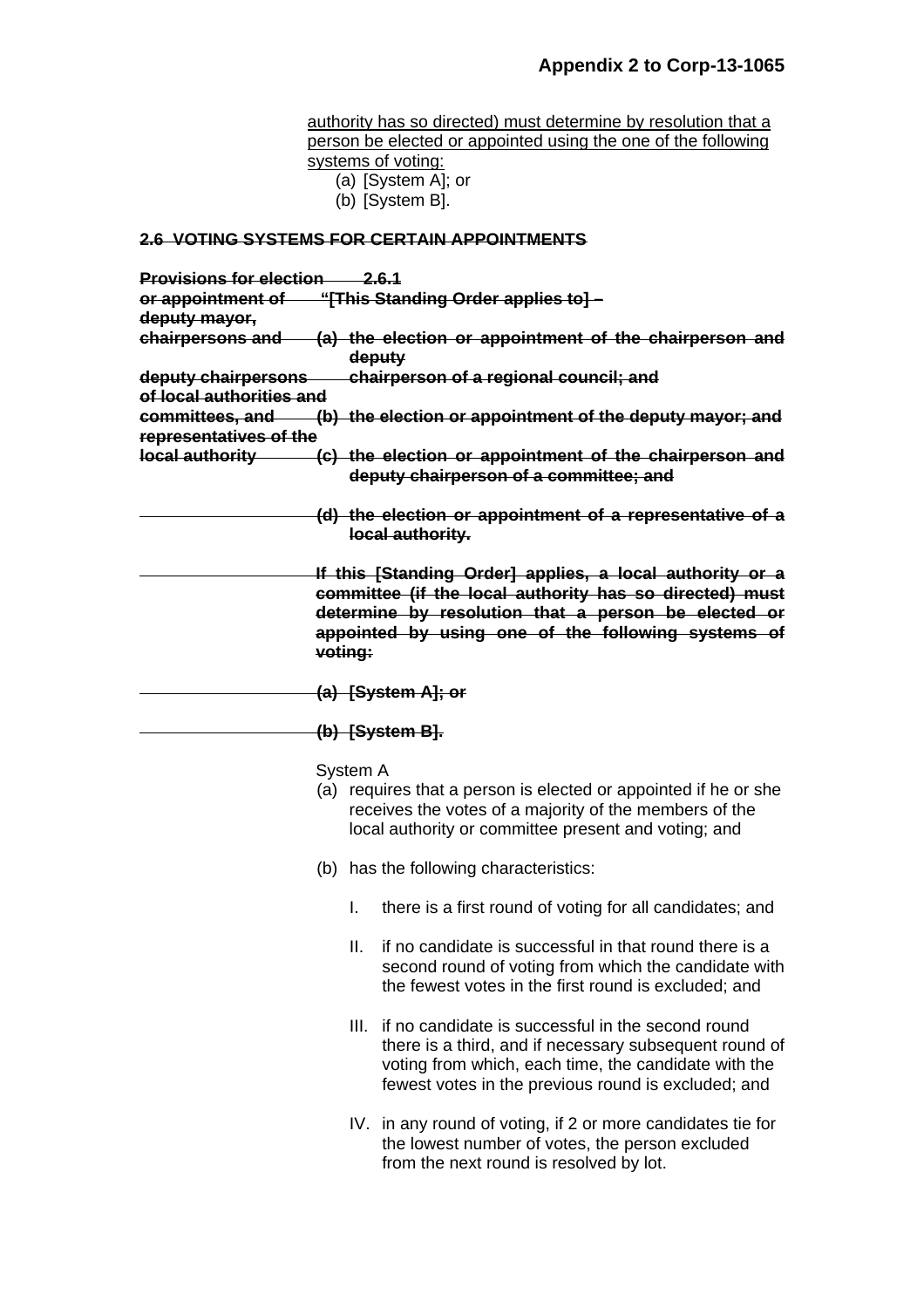authority has so directed) must determine by resolution that a person be elected or appointed using the one of the following systems of voting:

(a) [System A]; or

(b) [System B].

~~**2.6 VOTING SYSTEMS FOR CERTAIN APPOINTMENTS**~~

~~**Provisions for election or appointment of deputy mayor, chairpersons and deputy chairpersons of local authorities and committees, and representatives of the local authority**~~

~~**2.6.1**~~

~~**"[This Standing Order applies to] –**~~

~~**(a) the election or appointment of the chairperson and deputy chairperson of a regional council; and**~~

~~**(b) the election or appointment of the deputy mayor; and**~~

~~**(c) the election or appointment of the chairperson and deputy chairperson of a committee; and**~~

~~**(d) the election or appointment of a representative of a local authority.**~~

~~**If this [Standing Order] applies, a local authority or a committee (if the local authority has so directed) must determine by resolution that a person be elected or appointed by using one of the following systems of voting:**~~

~~**(a) [System A]; or**~~

~~**(b) [System B].**~~

System A

(a) requires that a person is elected or appointed if he or she receives the votes of a majority of the members of the local authority or committee present and voting; and

(b) has the following characteristics:

I. there is a first round of voting for all candidates; and

II. if no candidate is successful in that round there is a second round of voting from which the candidate with the fewest votes in the first round is excluded; and

III. if no candidate is successful in the second round there is a third, and if necessary subsequent round of voting from which, each time, the candidate with the fewest votes in the previous round is excluded; and

IV. in any round of voting, if 2 or more candidates tie for the lowest number of votes, the person excluded from the next round is resolved by lot.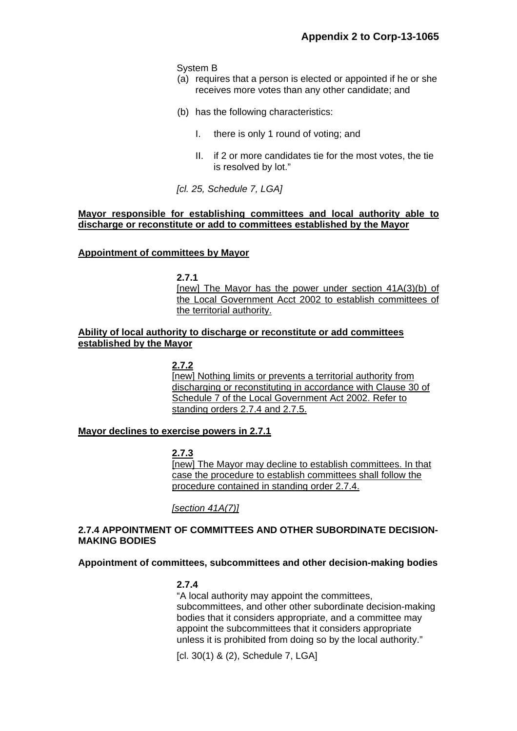System B

(a) requires that a person is elected or appointed if he or she receives more votes than any other candidate; and

(b) has the following characteristics:

I. there is only 1 round of voting; and

II. if 2 or more candidates tie for the most votes, the tie is resolved by lot."

*[cl. 25, Schedule 7, LGA]*

<u>**Mayor responsible for establishing committees and local authority able to discharge or reconstitute or add to committees established by the Mayor**</u>

<u>**Appointment of committees by Mayor**</u>

**2.7.1**
<u>[new] The Mayor has the power under section 41A(3)(b) of the Local Government Acct 2002 to establish committees of the territorial authority.</u>

<u>**Ability of local authority to discharge or reconstitute or add committees established by the Mayor**</u>

<u>**2.7.2**</u>
<u>[new] Nothing limits or prevents a territorial authority from discharging or reconstituting in accordance with Clause 30 of Schedule 7 of the Local Government Act 2002. Refer to standing orders 2.7.4 and 2.7.5.</u>

<u>**Mayor declines to exercise powers in 2.7.1**</u>

<u>**2.7.3**</u>
<u>[new] The Mayor may decline to establish committees. In that case the procedure to establish committees shall follow the procedure contained in standing order 2.7.4.</u>

<u>*[section 41A(7)]*</u>

**2.7.4 APPOINTMENT OF COMMITTEES AND OTHER SUBORDINATE DECISION-MAKING BODIES**

**Appointment of committees, subcommittees and other decision-making bodies**

**2.7.4**
"A local authority may appoint the committees, subcommittees, and other other subordinate decision-making bodies that it considers appropriate, and a committee may appoint the subcommittees that it considers appropriate unless it is prohibited from doing so by the local authority."

[cl. 30(1) & (2), Schedule 7, LGA]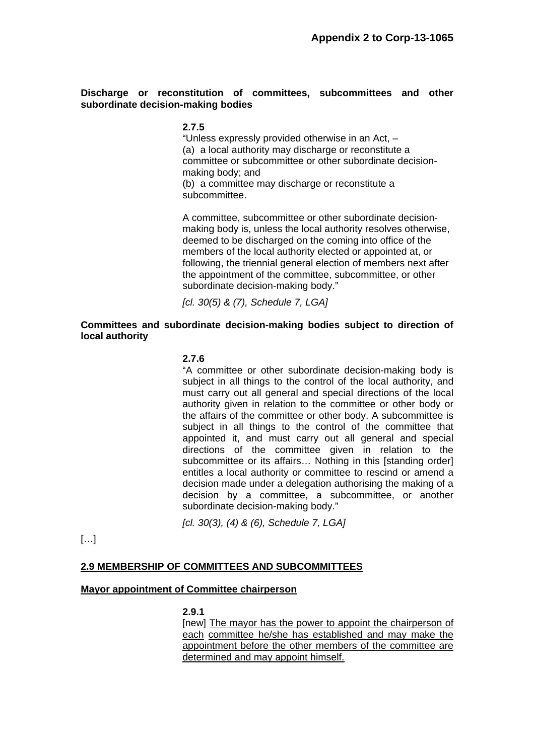**Discharge or reconstitution of committees, subcommittees and other subordinate decision-making bodies**

**2.7.5**

"Unless expressly provided otherwise in an Act, –
(a) a local authority may discharge or reconstitute a committee or subcommittee or other subordinate decision-making body; and
(b) a committee may discharge or reconstitute a subcommittee.

A committee, subcommittee or other subordinate decision-making body is, unless the local authority resolves otherwise, deemed to be discharged on the coming into office of the members of the local authority elected or appointed at, or following, the triennial general election of members next after the appointment of the committee, subcommittee, or other subordinate decision-making body."

*[cl. 30(5) & (7), Schedule 7, LGA]*

**Committees and subordinate decision-making bodies subject to direction of local authority**

**2.7.6**

"A committee or other subordinate decision-making body is subject in all things to the control of the local authority, and must carry out all general and special directions of the local authority given in relation to the committee or other body or the affairs of the committee or other body. A subcommittee is subject in all things to the control of the committee that appointed it, and must carry out all general and special directions of the committee given in relation to the subcommittee or its affairs… Nothing in this [standing order] entitles a local authority or committee to rescind or amend a decision made under a delegation authorising the making of a decision by a committee, a subcommittee, or another subordinate decision-making body."

*[cl. 30(3), (4) & (6), Schedule 7, LGA]*

[…]

## 2.9 MEMBERSHIP OF COMMITTEES AND SUBCOMMITTEES

**Mayor appointment of Committee chairperson**

**2.9.1**

[new] <u>The mayor has the power to appoint the chairperson of each committee he/she has established and may make the appointment before the other members of the committee are determined and may appoint himself.</u>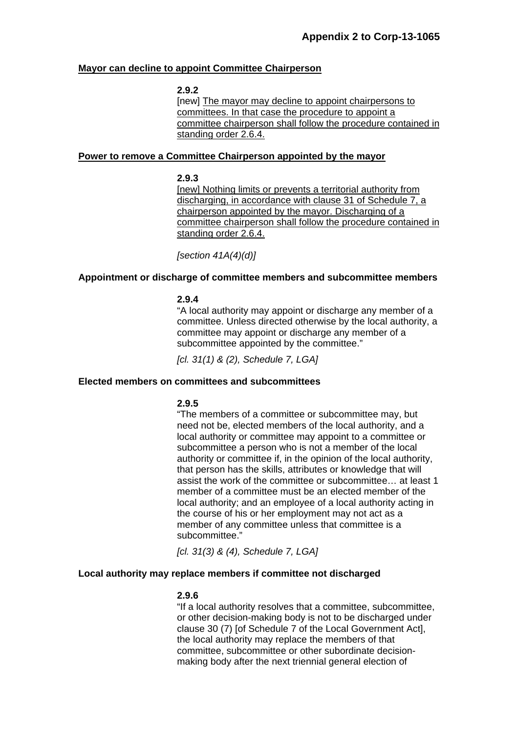**Mayor can decline to appoint Committee Chairperson**

**2.9.2**

[new] The mayor may decline to appoint chairpersons to committees. In that case the procedure to appoint a committee chairperson shall follow the procedure contained in standing order 2.6.4.

**Power to remove a Committee Chairperson appointed by the mayor**

**2.9.3**

[new] Nothing limits or prevents a territorial authority from discharging, in accordance with clause 31 of Schedule 7, a chairperson appointed by the mayor. Discharging of a committee chairperson shall follow the procedure contained in standing order 2.6.4.

*[section 41A(4)(d)]*

**Appointment or discharge of committee members and subcommittee members**

**2.9.4**

"A local authority may appoint or discharge any member of a committee. Unless directed otherwise by the local authority, a committee may appoint or discharge any member of a subcommittee appointed by the committee."

*[cl. 31(1) & (2), Schedule 7, LGA]*

**Elected members on committees and subcommittees**

**2.9.5**

"The members of a committee or subcommittee may, but need not be, elected members of the local authority, and a local authority or committee may appoint to a committee or subcommittee a person who is not a member of the local authority or committee if, in the opinion of the local authority, that person has the skills, attributes or knowledge that will assist the work of the committee or subcommittee… at least 1 member of a committee must be an elected member of the local authority; and an employee of a local authority acting in the course of his or her employment may not act as a member of any committee unless that committee is a subcommittee."

*[cl. 31(3) & (4), Schedule 7, LGA]*

**Local authority may replace members if committee not discharged**

**2.9.6**

"If a local authority resolves that a committee, subcommittee, or other decision-making body is not to be discharged under clause 30 (7) [of Schedule 7 of the Local Government Act], the local authority may replace the members of that committee, subcommittee or other subordinate decision-making body after the next triennial general election of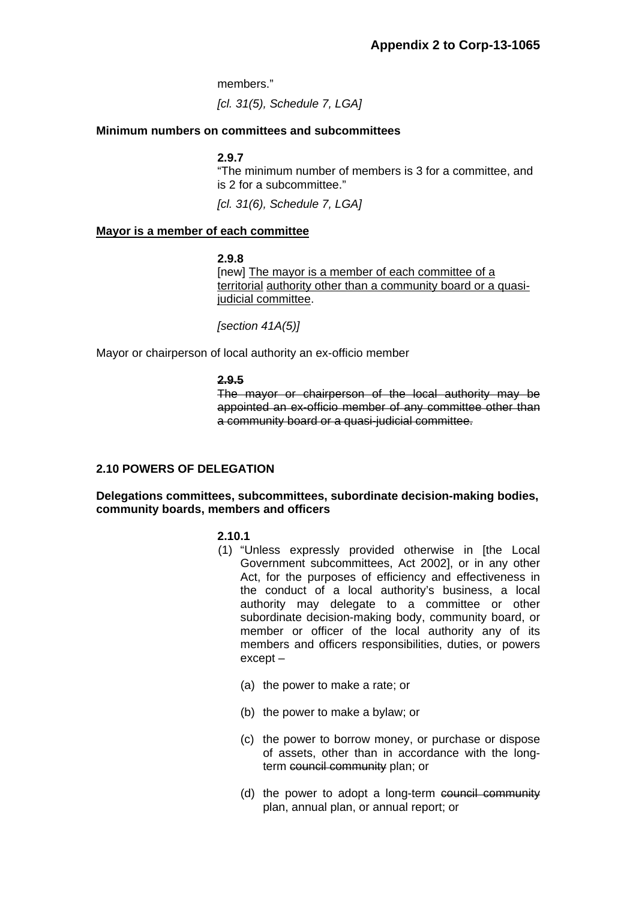members."

*[cl. 31(5), Schedule 7, LGA]*

**Minimum numbers on committees and subcommittees**

**2.9.7**
"The minimum number of members is 3 for a committee, and is 2 for a subcommittee."

*[cl. 31(6), Schedule 7, LGA]*

**<u>Mayor is a member of each committee</u>**

**2.9.8**
[new] <u>The mayor is a member of each committee of a territorial authority other than a community board or a quasi-judicial committee</u>.

*[section 41A(5)]*

Mayor or chairperson of local authority an ex-officio member

~~**2.9.5**~~
~~The mayor or chairperson of the local authority may be appointed an ex-officio member of any committee other than a community board or a quasi-judicial committee.~~

**2.10 POWERS OF DELEGATION**

**Delegations committees, subcommittees, subordinate decision-making bodies, community boards, members and officers**

**2.10.1**

(1) "Unless expressly provided otherwise in [the Local Government subcommittees, Act 2002], or in any other Act, for the purposes of efficiency and effectiveness in the conduct of a local authority's business, a local authority may delegate to a committee or other subordinate decision-making body, community board, or member or officer of the local authority any of its members and officers responsibilities, duties, or powers except –

   (a) the power to make a rate; or

   (b) the power to make a bylaw; or

   (c) the power to borrow money, or purchase or dispose of assets, other than in accordance with the long-term ~~council community~~ plan; or

   (d) the power to adopt a long-term ~~council community~~ plan, annual plan, or annual report; or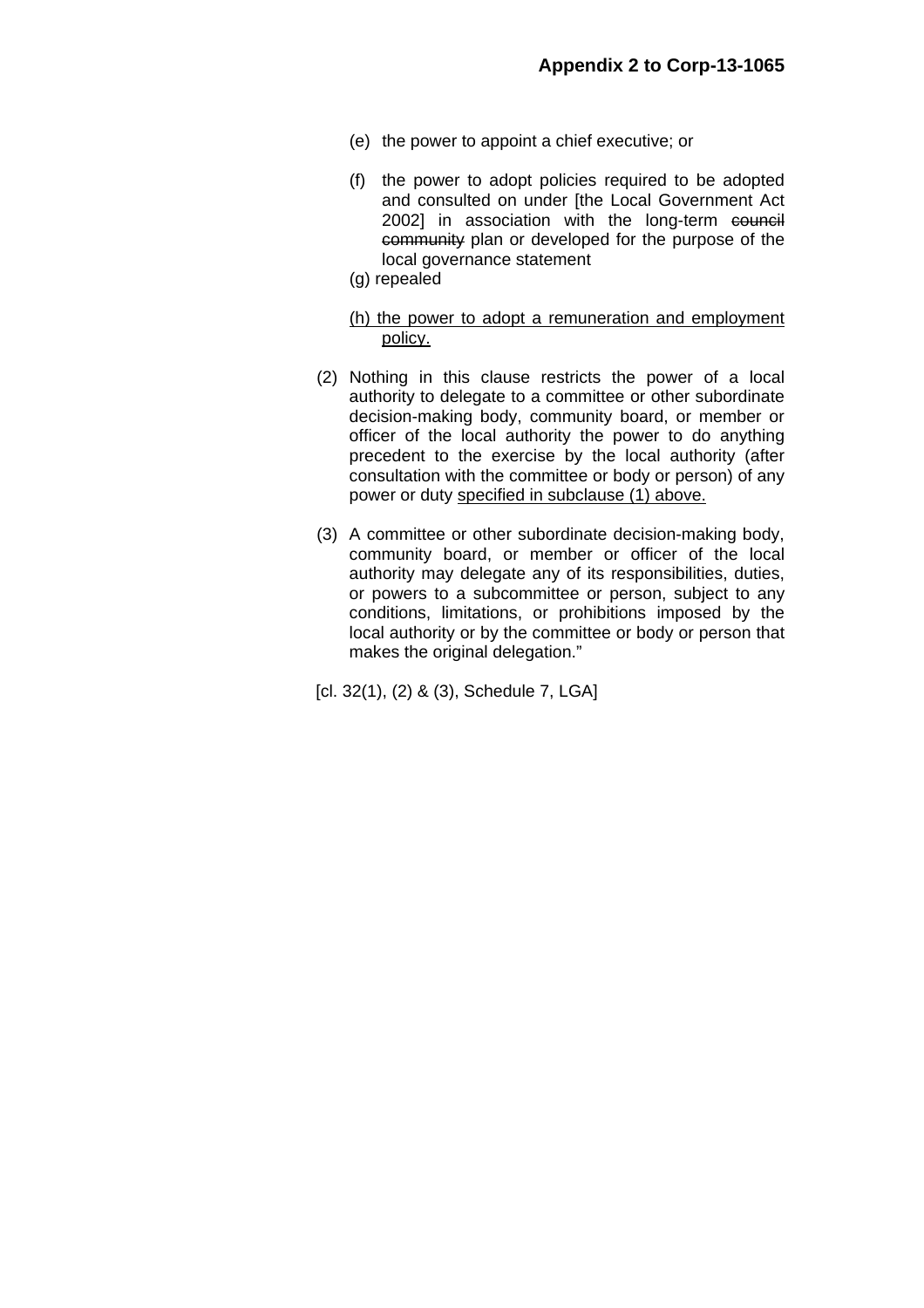(e) the power to appoint a chief executive; or

(f) the power to adopt policies required to be adopted and consulted on under [the Local Government Act 2002] in association with the long-term ~~council community~~ plan or developed for the purpose of the local governance statement

(g) repealed

<u>(h) the power to adopt a remuneration and employment policy.</u>

(2) Nothing in this clause restricts the power of a local authority to delegate to a committee or other subordinate decision-making body, community board, or member or officer of the local authority the power to do anything precedent to the exercise by the local authority (after consultation with the committee or body or person) of any power or duty <u>specified in subclause (1) above.</u>

(3) A committee or other subordinate decision-making body, community board, or member or officer of the local authority may delegate any of its responsibilities, duties, or powers to a subcommittee or person, subject to any conditions, limitations, or prohibitions imposed by the local authority or by the committee or body or person that makes the original delegation."

[cl. 32(1), (2) & (3), Schedule 7, LGA]